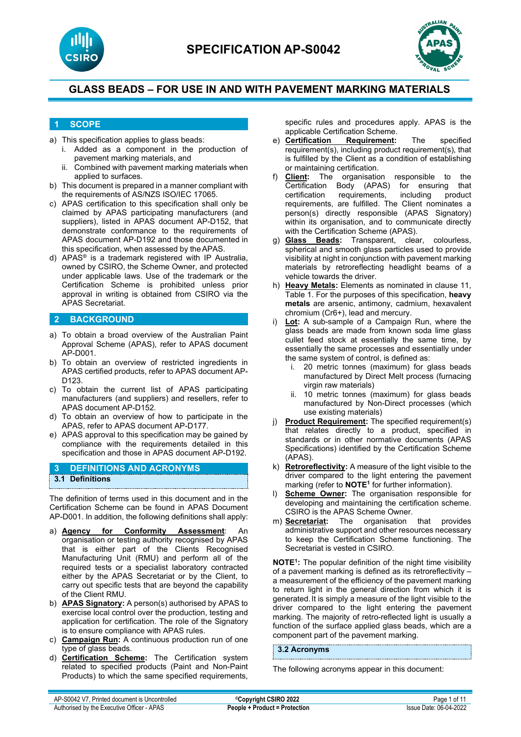# SPECIFICATION AP-S0042

## GLASS BEADS – FOR USE IN AND WITH PAVEMENT MARKING MATERIALS

## 1 SCOPE

a) This specification applies to glass beads:
   i. Added as a component in the production of pavement marking materials, and
   ii. Combined with pavement marking materials when applied to surfaces.

b) This document is prepared in a manner compliant with the requirements of AS/NZS ISO/IEC 17065.

c) APAS certification to this specification shall only be claimed by APAS participating manufacturers (and suppliers), listed in APAS document AP-D152, that demonstrate conformance to the requirements of APAS document AP-D192 and those documented in this specification, when assessed by the APAS.

d) APAS® is a trademark registered with IP Australia, owned by CSIRO, the Scheme Owner, and protected under applicable laws. Use of the trademark or the Certification Scheme is prohibited unless prior approval in writing is obtained from CSIRO via the APAS Secretariat.

## 2 BACKGROUND

a) To obtain a broad overview of the Australian Paint Approval Scheme (APAS), refer to APAS document AP-D001.

b) To obtain an overview of restricted ingredients in APAS certified products, refer to APAS document AP-D123.

c) To obtain the current list of APAS participating manufacturers (and suppliers) and resellers, refer to APAS document AP-D152.

d) To obtain an overview of how to participate in the APAS, refer to APAS document AP-D177.

e) APAS approval to this specification may be gained by compliance with the requirements detailed in this specification and those in APAS document AP-D192.

## 3 DEFINITIONS AND ACRONYMS

### 3.1 Definitions

The definition of terms used in this document and in the Certification Scheme can be found in APAS Document AP-D001. In addition, the following definitions shall apply:

a) **Agency for Conformity Assessment**: An organisation or testing authority recognised by APAS that is either part of the Clients Recognised Manufacturing Unit (RMU) and perform all of the required tests or a specialist laboratory contracted either by the APAS Secretariat or by the Client, to carry out specific tests that are beyond the capability of the Client RMU.

b) **APAS Signatory:** A person(s) authorised by APAS to exercise local control over the production, testing and application for certification. The role of the Signatory is to ensure compliance with APAS rules.

c) **Campaign Run:** A continuous production run of one type of glass beads.

d) **Certification Scheme:** The Certification system related to specified products (Paint and Non-Paint Products) to which the same specified requirements, specific rules and procedures apply. APAS is the applicable Certification Scheme.

e) **Certification Requirement:** The specified requirement(s), including product requirement(s), that is fulfilled by the Client as a condition of establishing or maintaining certification.

f) **Client:** The organisation responsible to the Certification Body (APAS) for ensuring that certification requirements, including product requirements, are fulfilled. The Client nominates a person(s) directly responsible (APAS Signatory) within its organisation, and to communicate directly with the Certification Scheme (APAS).

g) **Glass Beads:** Transparent, clear, colourless, spherical and smooth glass particles used to provide visibility at night in conjunction with pavement marking materials by retroreflecting headlight beams of a vehicle towards the driver.

h) **Heavy Metals:** Elements as nominated in clause 11, Table 1. For the purposes of this specification, **heavy metals** are arsenic, antimony, cadmium, hexavalent chromium (Cr6+), lead and mercury.

i) **Lot:** A sub-sample of a Campaign Run, where the glass beads are made from known soda lime glass cullet feed stock at essentially the same time, by essentially the same processes and essentially under the same system of control, is defined as:
   i. 20 metric tonnes (maximum) for glass beads manufactured by Direct Melt process (furnacing virgin raw materials)
   ii. 10 metric tonnes (maximum) for glass beads manufactured by Non-Direct processes (which use existing materials)

j) **Product Requirement:** The specified requirement(s) that relates directly to a product, specified in standards or in other normative documents (APAS Specifications) identified by the Certification Scheme (APAS).

k) **Retroreflectivity:** A measure of the light visible to the driver compared to the light entering the pavement marking (refer to **NOTE[1]** for further information).

l) **Scheme Owner:** The organisation responsible for developing and maintaining the certification scheme. CSIRO is the APAS Scheme Owner.

m) **Secretariat:** The organisation that provides administrative support and other resources necessary to keep the Certification Scheme functioning. The Secretariat is vested in CSIRO.

**NOTE[1]:** The popular definition of the night time visibility of a pavement marking is defined as its retroreflectivity – a measurement of the efficiency of the pavement marking to return light in the general direction from which it is generated. It is simply a measure of the light visible to the driver compared to the light entering the pavement marking. The majority of retro-reflected light is usually a function of the surface applied glass beads, which are a component part of the pavement marking.

### 3.2 Acronyms

The following acronyms appear in this document: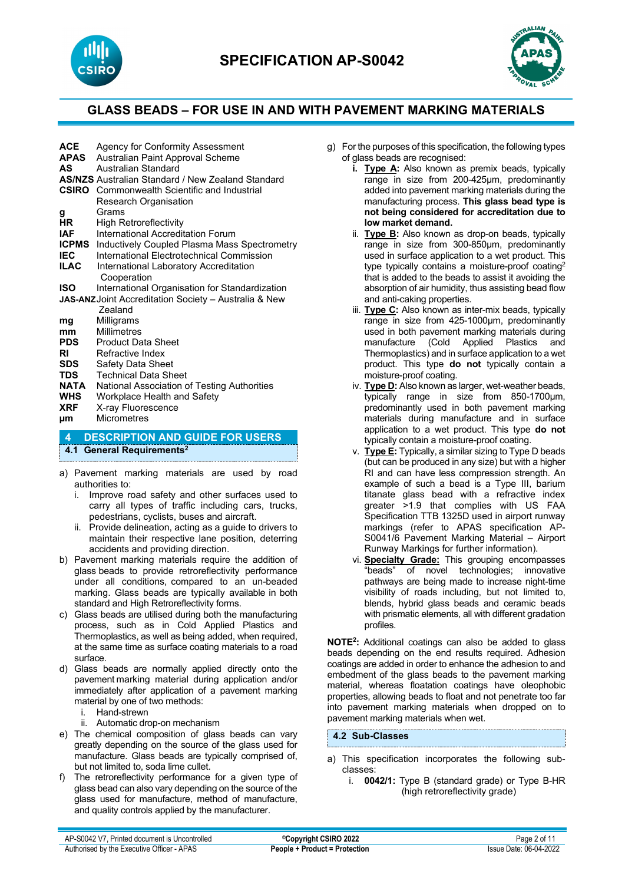| | |
|---|---|
| **ACE** | Agency for Conformity Assessment |
| **APAS** | Australian Paint Approval Scheme |
| **AS** | Australian Standard |
| **AS/NZS** | Australian Standard / New Zealand Standard |
| **CSIRO** | Commonwealth Scientific and Industrial Research Organisation |
| **g** | Grams |
| **HR** | High Retroreflectivity |
| **IAF** | International Accreditation Forum |
| **ICPMS** | Inductively Coupled Plasma Mass Spectrometry |
| **IEC** | International Electrotechnical Commission |
| **ILAC** | International Laboratory Accreditation Cooperation |
| **ISO** | International Organisation for Standardization |
| **JAS-ANZ** | Joint Accreditation Society – Australia & New Zealand |
| **mg** | Milligrams |
| **mm** | Millimetres |
| **PDS** | Product Data Sheet |
| **RI** | Refractive Index |
| **SDS** | Safety Data Sheet |
| **TDS** | Technical Data Sheet |
| **NATA** | National Association of Testing Authorities |
| **WHS** | Workplace Health and Safety |
| **XRF** | X-ray Fluorescence |
| **µm** | Micrometres |

## 4 DESCRIPTION AND GUIDE FOR USERS

### 4.1 General Requirements[2]

a) Pavement marking materials are used by road authorities to:
   i. Improve road safety and other surfaces used to carry all types of traffic including cars, trucks, pedestrians, cyclists, buses and aircraft.
   ii. Provide delineation, acting as a guide to drivers to maintain their respective lane position, deterring accidents and providing direction.

b) Pavement marking materials require the addition of glass beads to provide retroreflectivity performance under all conditions, compared to an un-beaded marking. Glass beads are typically available in both standard and High Retroreflectivity forms.

c) Glass beads are utilised during both the manufacturing process, such as in Cold Applied Plastics and Thermoplastics, as well as being added, when required, at the same time as surface coating materials to a road surface.

d) Glass beads are normally applied directly onto the pavement marking material during application and/or immediately after application of a pavement marking material by one of two methods:
   i. Hand-strewn
   ii. Automatic drop-on mechanism

e) The chemical composition of glass beads can vary greatly depending on the source of the glass used for manufacture. Glass beads are typically comprised of, but not limited to, soda lime cullet.

f) The retroreflectivity performance for a given type of glass bead can also vary depending on the source of the glass used for manufacture, method of manufacture, and quality controls applied by the manufacturer.

g) For the purposes of this specification, the following types of glass beads are recognised:
   i. **Type A:** Also known as premix beads, typically range in size from 200-425µm, predominantly added into pavement marking materials during the manufacturing process. **This glass bead type is not being considered for accreditation due to low market demand.**
   ii. **Type B:** Also known as drop-on beads, typically range in size from 300-850µm, predominantly used in surface application to a wet product. This type typically contains a moisture-proof coating[2] that is added to the beads to assist it avoiding the absorption of air humidity, thus assisting bead flow and anti-caking properties.
   iii. **Type C:** Also known as inter-mix beads, typically range in size from 425-1000µm, predominantly used in both pavement marking materials during manufacture (Cold Applied Plastics and Thermoplastics) and in surface application to a wet product. This type **do not** typically contain a moisture-proof coating.
   iv. **Type D:** Also known as larger, wet-weather beads, typically range in size from 850-1700µm, predominantly used in both pavement marking materials during manufacture and in surface application to a wet product. This type **do not** typically contain a moisture-proof coating.
   v. **Type E:** Typically, a similar sizing to Type D beads (but can be produced in any size) but with a higher RI and can have less compression strength. An example of such a bead is a Type III, barium titanate glass bead with a refractive index greater >1.9 that complies with US FAA Specification TTB 1325D used in airport runway markings (refer to APAS specification AP-S0041/6 Pavement Marking Material – Airport Runway Markings for further information).
   vi. **Specialty Grade:** This grouping encompasses "beads" of novel technologies; innovative pathways are being made to increase night-time visibility of roads including, but not limited to, blends, hybrid glass beads and ceramic beads with prismatic elements, all with different gradation profiles.

**NOTE[2]:** Additional coatings can also be added to glass beads depending on the end results required. Adhesion coatings are added in order to enhance the adhesion to and embedment of the glass beads to the pavement marking material, whereas floatation coatings have oleophobic properties, allowing beads to float and not penetrate too far into pavement marking materials when dropped on to pavement marking materials when wet.

### 4.2 Sub-Classes

a) This specification incorporates the following sub-classes:
   i. **0042/1:** Type B (standard grade) or Type B-HR (high retroreflectivity grade)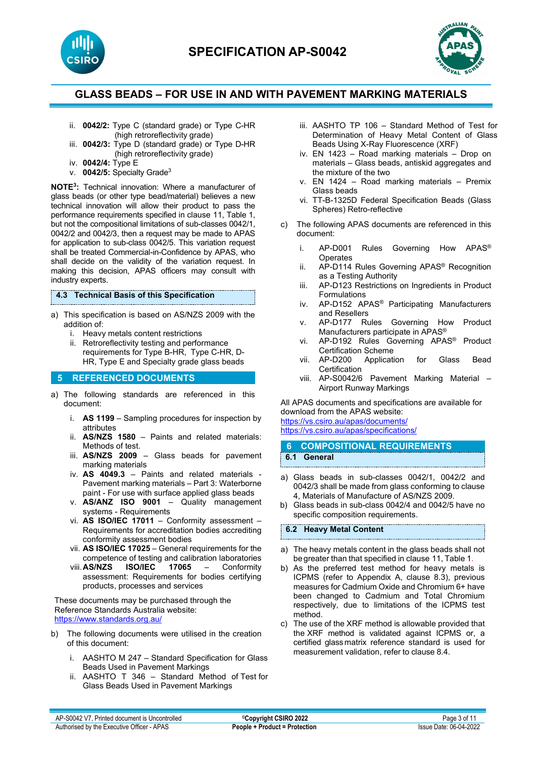ii. **0042/2:** Type C (standard grade) or Type C-HR (high retroreflectivity grade)
iii. **0042/3:** Type D (standard grade) or Type D-HR (high retroreflectivity grade)
iv. **0042/4:** Type E
v. **0042/5:** Specialty Grade[3]

**NOTE[3]:** Technical innovation: Where a manufacturer of glass beads (or other type bead/material) believes a new technical innovation will allow their product to pass the performance requirements specified in clause 11, Table 1, but not the compositional limitations of sub-classes 0042/1, 0042/2 and 0042/3, then a request may be made to APAS for application to sub-class 0042/5. This variation request shall be treated Commercial-in-Confidence by APAS, who shall decide on the validity of the variation request. In making this decision, APAS officers may consult with industry experts.

### 4.3 Technical Basis of this Specification

a) This specification is based on AS/NZS 2009 with the addition of:
   i. Heavy metals content restrictions
   ii. Retroreflectivity testing and performance requirements for Type B-HR, Type C-HR, D-HR, Type E and Specialty grade glass beads

## 5 REFERENCED DOCUMENTS

a) The following standards are referenced in this document:

   i. **AS 1199** – Sampling procedures for inspection by attributes
   ii. **AS/NZS 1580** – Paints and related materials: Methods of test.
   iii. **AS/NZS 2009** – Glass beads for pavement marking materials
   iv. **AS 4049.3** – Paints and related materials - Pavement marking materials – Part 3: Waterborne paint - For use with surface applied glass beads
   v. **AS/ANZ ISO 9001** – Quality management systems - Requirements
   vi. **AS ISO/IEC 17011** – Conformity assessment – Requirements for accreditation bodies accrediting conformity assessment bodies
   vii. **AS ISO/IEC 17025** – General requirements for the competence of testing and calibration laboratories
   viii. **AS/NZS ISO/IEC 17065** – Conformity assessment: Requirements for bodies certifying products, processes and services

These documents may be purchased through the Reference Standards Australia website:
https://www.standards.org.au/

b) The following documents were utilised in the creation of this document:

   i. AASHTO M 247 – Standard Specification for Glass Beads Used in Pavement Markings
   ii. AASHTO T 346 – Standard Method of Test for Glass Beads Used in Pavement Markings
   iii. AASHTO TP 106 – Standard Method of Test for Determination of Heavy Metal Content of Glass Beads Using X-Ray Fluorescence (XRF)
   iv. EN 1423 – Road marking materials – Drop on materials – Glass beads, antiskid aggregates and the mixture of the two
   v. EN 1424 – Road marking materials – Premix Glass beads
   vi. TT-B-1325D Federal Specification Beads (Glass Spheres) Retro-reflective

c) The following APAS documents are referenced in this document:

   i. AP-D001 Rules Governing How APAS® Operates
   ii. AP-D114 Rules Governing APAS® Recognition as a Testing Authority
   iii. AP-D123 Restrictions on Ingredients in Product Formulations
   iv. AP-D152 APAS® Participating Manufacturers and Resellers
   v. AP-D177 Rules Governing How Product Manufacturers participate in APAS®
   vi. AP-D192 Rules Governing APAS® Product Certification Scheme
   vii. AP-D200 Application for Glass Bead Certification
   viii. AP-S0042/6 Pavement Marking Material – Airport Runway Markings

All APAS documents and specifications are available for download from the APAS website:
https://vs.csiro.au/apas/documents/
https://vs.csiro.au/apas/specifications/

## 6 COMPOSITIONAL REQUIREMENTS

### 6.1 General

a) Glass beads in sub-classes 0042/1, 0042/2 and 0042/3 shall be made from glass conforming to clause 4, Materials of Manufacture of AS/NZS 2009.
b) Glass beads in sub-class 0042/4 and 0042/5 have no specific composition requirements.

### 6.2 Heavy Metal Content

a) The heavy metals content in the glass beads shall not be greater than that specified in clause 11, Table 1.
b) As the preferred test method for heavy metals is ICPMS (refer to Appendix A, clause 8.3), previous measures for Cadmium Oxide and Chromium 6+ have been changed to Cadmium and Total Chromium respectively, due to limitations of the ICPMS test method.
c) The use of the XRF method is allowable provided that the XRF method is validated against ICPMS or, a certified glass matrix reference standard is used for measurement validation, refer to clause 8.4.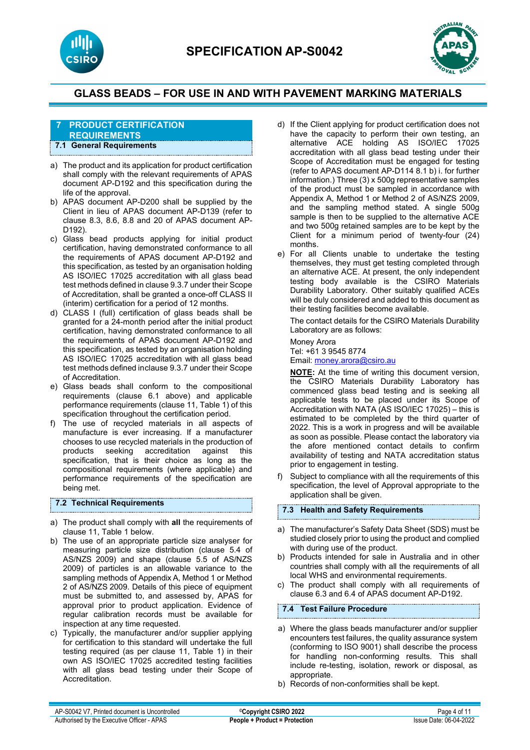## 7 PRODUCT CERTIFICATION REQUIREMENTS

### 7.1 General Requirements

a) The product and its application for product certification shall comply with the relevant requirements of APAS document AP-D192 and this specification during the life of the approval.

b) APAS document AP-D200 shall be supplied by the Client in lieu of APAS document AP-D139 (refer to clause 8.3, 8.6, 8.8 and 20 of APAS document AP-D192).

c) Glass bead products applying for initial product certification, having demonstrated conformance to all the requirements of APAS document AP-D192 and this specification, as tested by an organisation holding AS ISO/IEC 17025 accreditation with all glass bead test methods defined in clause 9.3.7 under their Scope of Accreditation, shall be granted a once-off CLASS II (interim) certification for a period of 12 months.

d) CLASS I (full) certification of glass beads shall be granted for a 24-month period after the initial product certification, having demonstrated conformance to all the requirements of APAS document AP-D192 and this specification, as tested by an organisation holding AS ISO/IEC 17025 accreditation with all glass bead test methods defined inclause 9.3.7 under their Scope of Accreditation.

e) Glass beads shall conform to the compositional requirements (clause 6.1 above) and applicable performance requirements (clause 11, Table 1) of this specification throughout the certification period.

f) The use of recycled materials in all aspects of manufacture is ever increasing. If a manufacturer chooses to use recycled materials in the production of products seeking accreditation against this specification, that is their choice as long as the compositional requirements (where applicable) and performance requirements of the specification are being met.

### 7.2 Technical Requirements

a) The product shall comply with **all** the requirements of clause 11, Table 1 below.

b) The use of an appropriate particle size analyser for measuring particle size distribution (clause 5.4 of AS/NZS 2009) and shape (clause 5.5 of AS/NZS 2009) of particles is an allowable variance to the sampling methods of Appendix A, Method 1 or Method 2 of AS/NZS 2009. Details of this piece of equipment must be submitted to, and assessed by, APAS for approval prior to product application. Evidence of regular calibration records must be available for inspection at any time requested.

c) Typically, the manufacturer and/or supplier applying for certification to this standard will undertake the full testing required (as per clause 11, Table 1) in their own AS ISO/IEC 17025 accredited testing facilities with all glass bead testing under their Scope of Accreditation.

d) If the Client applying for product certification does not have the capacity to perform their own testing, an alternative ACE holding AS ISO/IEC 17025 accreditation with all glass bead testing under their Scope of Accreditation must be engaged for testing (refer to APAS document AP-D114 8.1 b) i. for further information.) Three (3) x 500g representative samples of the product must be sampled in accordance with Appendix A, Method 1 or Method 2 of AS/NZS 2009, and the sampling method stated. A single 500g sample is then to be supplied to the alternative ACE and two 500g retained samples are to be kept by the Client for a minimum period of twenty-four (24) months.

e) For all Clients unable to undertake the testing themselves, they must get testing completed through an alternative ACE. At present, the only independent testing body available is the CSIRO Materials Durability Laboratory. Other suitably qualified ACEs will be duly considered and added to this document as their testing facilities become available.

   The contact details for the CSIRO Materials Durability Laboratory are as follows:

   Money Arora
   Tel: +61 3 9545 8774
   Email: money.arora@csiro.au

   **NOTE:** At the time of writing this document version, the CSIRO Materials Durability Laboratory has commenced glass bead testing and is seeking all applicable tests to be placed under its Scope of Accreditation with NATA (AS ISO/IEC 17025) – this is estimated to be completed by the third quarter of 2022. This is a work in progress and will be available as soon as possible. Please contact the laboratory via the afore mentioned contact details to confirm availability of testing and NATA accreditation status prior to engagement in testing.

f) Subject to compliance with all the requirements of this specification, the level of Approval appropriate to the application shall be given.

### 7.3 Health and Safety Requirements

a) The manufacturer's Safety Data Sheet (SDS) must be studied closely prior to using the product and complied with during use of the product.

b) Products intended for sale in Australia and in other countries shall comply with all the requirements of all local WHS and environmental requirements.

c) The product shall comply with all requirements of clause 6.3 and 6.4 of APAS document AP-D192.

### 7.4 Test Failure Procedure

a) Where the glass beads manufacturer and/or supplier encounters test failures, the quality assurance system (conforming to ISO 9001) shall describe the process for handling non-conforming results. This shall include re-testing, isolation, rework or disposal, as appropriate.

b) Records of non-conformities shall be kept.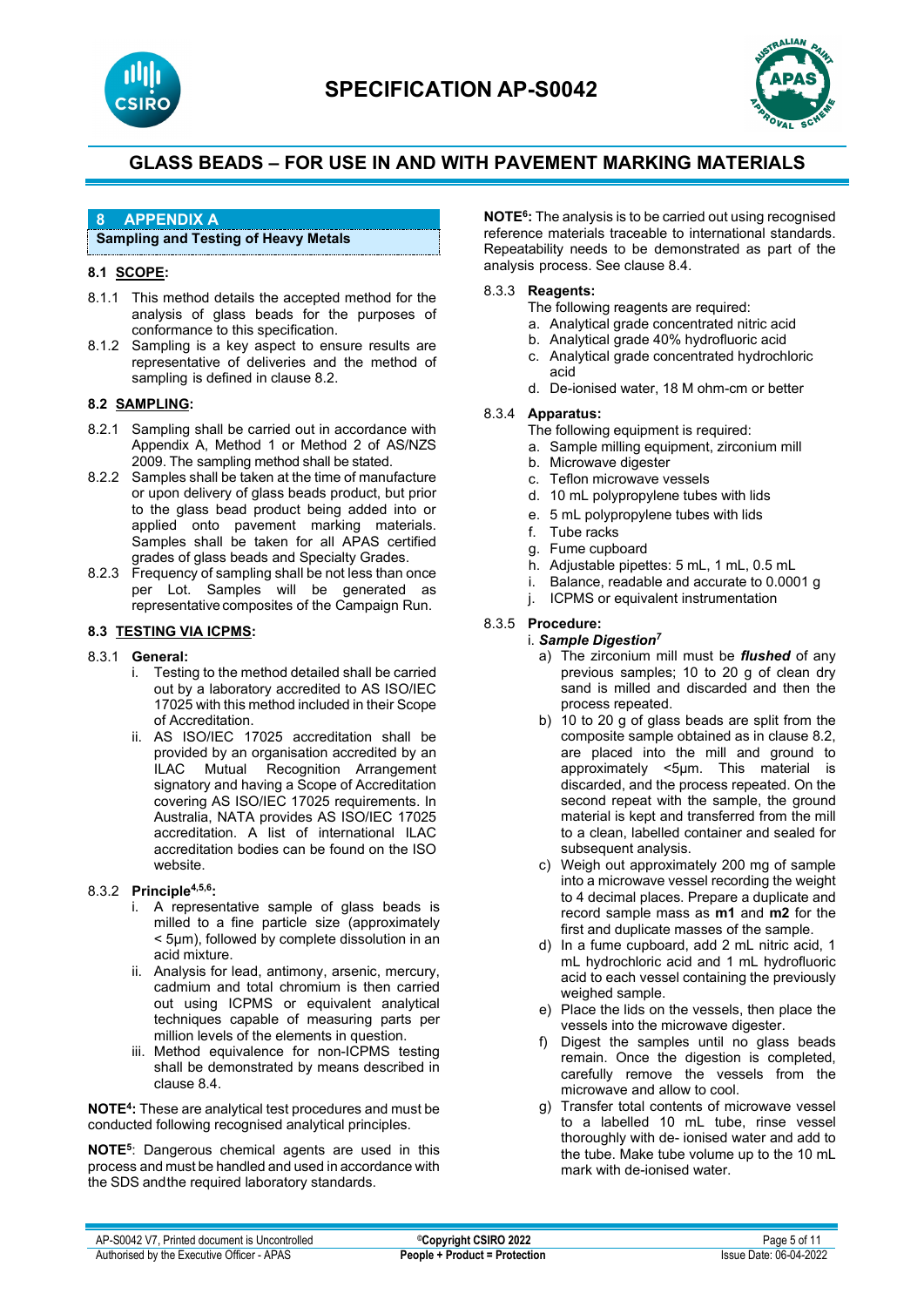## 8 APPENDIX A

### Sampling and Testing of Heavy Metals

#### 8.1 SCOPE:

8.1.1 This method details the accepted method for the analysis of glass beads for the purposes of conformance to this specification.

8.1.2 Sampling is a key aspect to ensure results are representative of deliveries and the method of sampling is defined in clause 8.2.

#### 8.2 SAMPLING:

8.2.1 Sampling shall be carried out in accordance with Appendix A, Method 1 or Method 2 of AS/NZS 2009. The sampling method shall be stated.

8.2.2 Samples shall be taken at the time of manufacture or upon delivery of glass beads product, but prior to the glass bead product being added into or applied onto pavement marking materials. Samples shall be taken for all APAS certified grades of glass beads and Specialty Grades.

8.2.3 Frequency of sampling shall be not less than once per Lot. Samples will be generated as representative composites of the Campaign Run.

#### 8.3 TESTING VIA ICPMS:

8.3.1 **General:**

i. Testing to the method detailed shall be carried out by a laboratory accredited to AS ISO/IEC 17025 with this method included in their Scope of Accreditation.

ii. AS ISO/IEC 17025 accreditation shall be provided by an organisation accredited by an ILAC Mutual Recognition Arrangement signatory and having a Scope of Accreditation covering AS ISO/IEC 17025 requirements. In Australia, NATA provides AS ISO/IEC 17025 accreditation. A list of international ILAC accreditation bodies can be found on the ISO website.

8.3.2 **Principle[4,5,6]:**

i. A representative sample of glass beads is milled to a fine particle size (approximately < 5µm), followed by complete dissolution in an acid mixture.

ii. Analysis for lead, antimony, arsenic, mercury, cadmium and total chromium is then carried out using ICPMS or equivalent analytical techniques capable of measuring parts per million levels of the elements in question.

iii. Method equivalence for non-ICPMS testing shall be demonstrated by means described in clause 8.4.

**NOTE[4]:** These are analytical test procedures and must be conducted following recognised analytical principles.

**NOTE[5]**: Dangerous chemical agents are used in this process and must be handled and used in accordance with the SDS andthe required laboratory standards.

**NOTE[6]:** The analysis is to be carried out using recognised reference materials traceable to international standards. Repeatability needs to be demonstrated as part of the analysis process. See clause 8.4.

8.3.3 **Reagents:**

The following reagents are required:

a. Analytical grade concentrated nitric acid
b. Analytical grade 40% hydrofluoric acid
c. Analytical grade concentrated hydrochloric acid
d. De-ionised water, 18 M ohm-cm or better

8.3.4 **Apparatus:**

The following equipment is required:

a. Sample milling equipment, zirconium mill
b. Microwave digester
c. Teflon microwave vessels
d. 10 mL polypropylene tubes with lids
e. 5 mL polypropylene tubes with lids
f. Tube racks
g. Fume cupboard
h. Adjustable pipettes: 5 mL, 1 mL, 0.5 mL
i. Balance, readable and accurate to 0.0001 g
j. ICPMS or equivalent instrumentation

8.3.5 **Procedure:**

i. ***Sample Digestion[7]***

a) The zirconium mill must be ***flushed*** of any previous samples; 10 to 20 g of clean dry sand is milled and discarded and then the process repeated.

b) 10 to 20 g of glass beads are split from the composite sample obtained as in clause 8.2, are placed into the mill and ground to approximately <5µm. This material is discarded, and the process repeated. On the second repeat with the sample, the ground material is kept and transferred from the mill to a clean, labelled container and sealed for subsequent analysis.

c) Weigh out approximately 200 mg of sample into a microwave vessel recording the weight to 4 decimal places. Prepare a duplicate and record sample mass as **m1** and **m2** for the first and duplicate masses of the sample.

d) In a fume cupboard, add 2 mL nitric acid, 1 mL hydrochloric acid and 1 mL hydrofluoric acid to each vessel containing the previously weighed sample.

e) Place the lids on the vessels, then place the vessels into the microwave digester.

f) Digest the samples until no glass beads remain. Once the digestion is completed, carefully remove the vessels from the microwave and allow to cool.

g) Transfer total contents of microwave vessel to a labelled 10 mL tube, rinse vessel thoroughly with de- ionised water and add to the tube. Make tube volume up to the 10 mL mark with de-ionised water.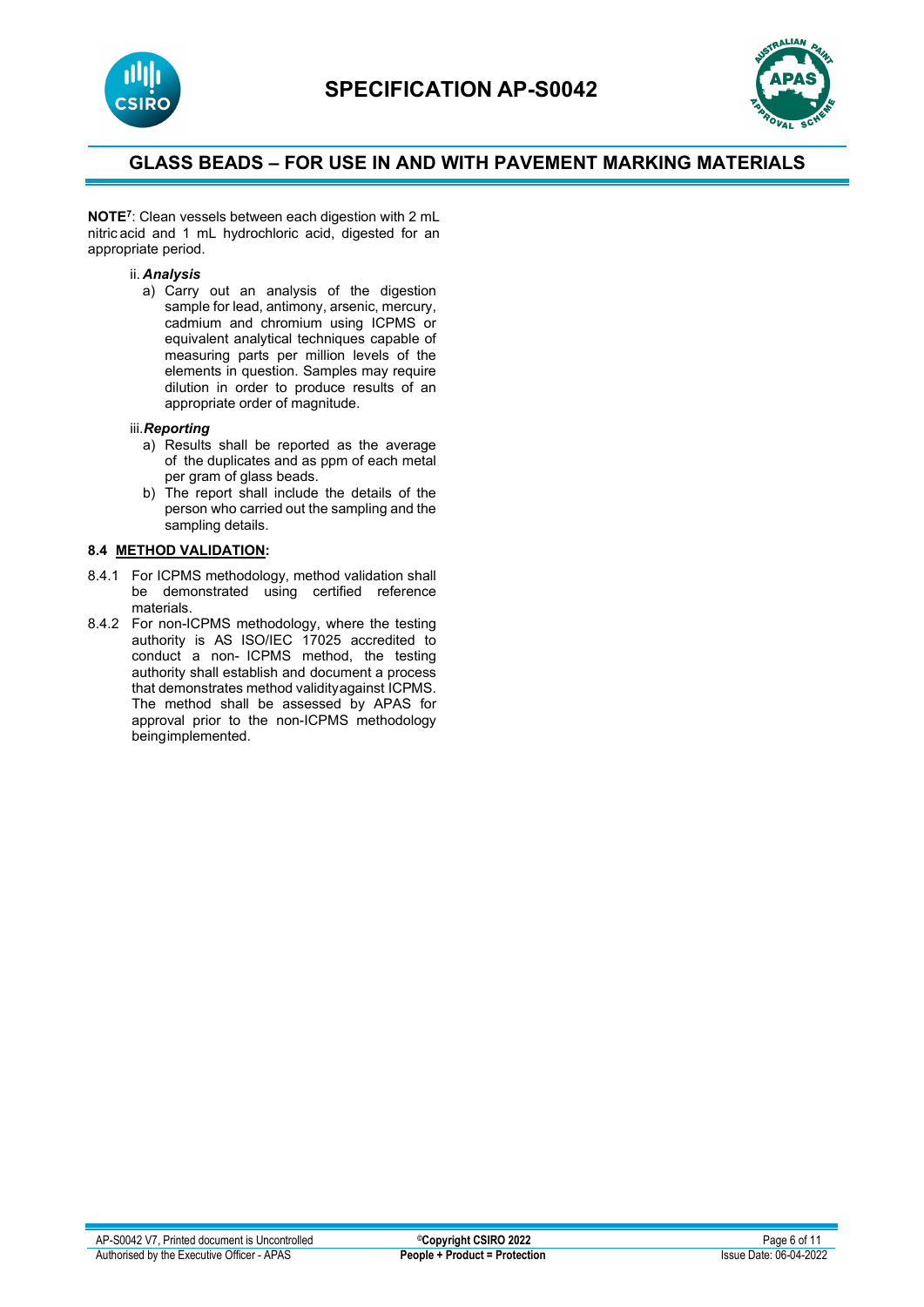**NOTE[7]**: Clean vessels between each digestion with 2 mL nitric acid and 1 mL hydrochloric acid, digested for an appropriate period.

ii. ***Analysis***

a) Carry out an analysis of the digestion sample for lead, antimony, arsenic, mercury, cadmium and chromium using ICPMS or equivalent analytical techniques capable of measuring parts per million levels of the elements in question. Samples may require dilution in order to produce results of an appropriate order of magnitude.

iii. ***Reporting***

a) Results shall be reported as the average of the duplicates and as ppm of each metal per gram of glass beads.

b) The report shall include the details of the person who carried out the sampling and the sampling details.

**8.4 <u>METHOD VALIDATION</u>:**

8.4.1 For ICPMS methodology, method validation shall be demonstrated using certified reference materials.

8.4.2 For non-ICPMS methodology, where the testing authority is AS ISO/IEC 17025 accredited to conduct a non- ICPMS method, the testing authority shall establish and document a process that demonstrates method validity against ICPMS. The method shall be assessed by APAS for approval prior to the non-ICPMS methodology being implemented.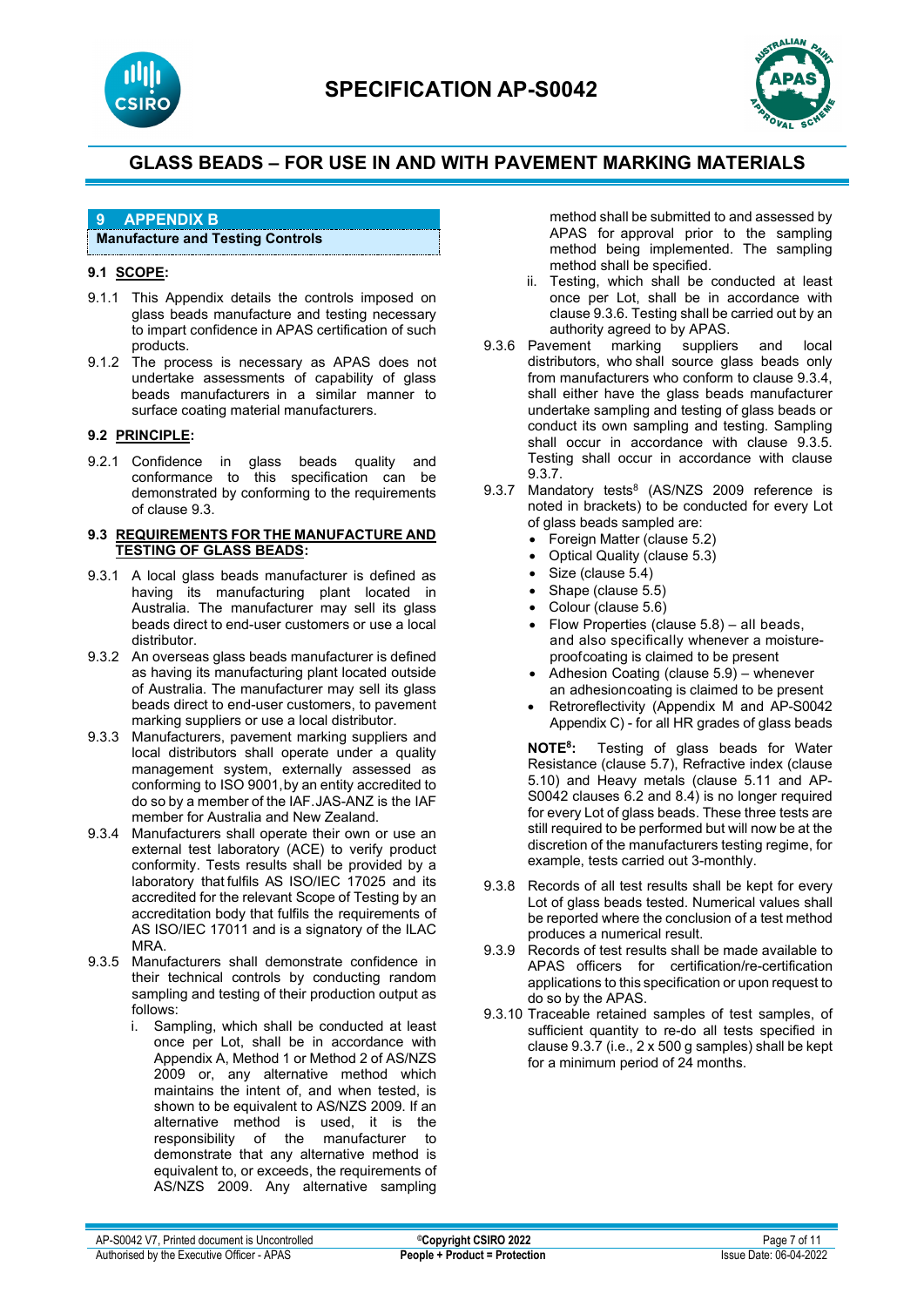## 9 APPENDIX B

**Manufacture and Testing Controls**

### 9.1 SCOPE:

9.1.1 This Appendix details the controls imposed on glass beads manufacture and testing necessary to impart confidence in APAS certification of such products.

9.1.2 The process is necessary as APAS does not undertake assessments of capability of glass beads manufacturers in a similar manner to surface coating material manufacturers.

### 9.2 PRINCIPLE:

9.2.1 Confidence in glass beads quality and conformance to this specification can be demonstrated by conforming to the requirements of clause 9.3.

### 9.3 REQUIREMENTS FOR THE MANUFACTURE AND TESTING OF GLASS BEADS:

9.3.1 A local glass beads manufacturer is defined as having its manufacturing plant located in Australia. The manufacturer may sell its glass beads direct to end-user customers or use a local distributor.

9.3.2 An overseas glass beads manufacturer is defined as having its manufacturing plant located outside of Australia. The manufacturer may sell its glass beads direct to end-user customers, to pavement marking suppliers or use a local distributor.

9.3.3 Manufacturers, pavement marking suppliers and local distributors shall operate under a quality management system, externally assessed as conforming to ISO 9001, by an entity accredited to do so by a member of the IAF. JAS-ANZ is the IAF member for Australia and New Zealand.

9.3.4 Manufacturers shall operate their own or use an external test laboratory (ACE) to verify product conformity. Tests results shall be provided by a laboratory that fulfils AS ISO/IEC 17025 and its accredited for the relevant Scope of Testing by an accreditation body that fulfils the requirements of AS ISO/IEC 17011 and is a signatory of the ILAC MRA.

9.3.5 Manufacturers shall demonstrate confidence in their technical controls by conducting random sampling and testing of their production output as follows:

i. Sampling, which shall be conducted at least once per Lot, shall be in accordance with Appendix A, Method 1 or Method 2 of AS/NZS 2009 or, any alternative method which maintains the intent of, and when tested, is shown to be equivalent to AS/NZS 2009. If an alternative method is used, it is the responsibility of the manufacturer to demonstrate that any alternative method is equivalent to, or exceeds, the requirements of AS/NZS 2009. Any alternative sampling method shall be submitted to and assessed by APAS for approval prior to the sampling method being implemented. The sampling method shall be specified.

ii. Testing, which shall be conducted at least once per Lot, shall be in accordance with clause 9.3.6. Testing shall be carried out by an authority agreed to by APAS.

9.3.6 Pavement marking suppliers and local distributors, who shall source glass beads only from manufacturers who conform to clause 9.3.4, shall either have the glass beads manufacturer undertake sampling and testing of glass beads or conduct its own sampling and testing. Sampling shall occur in accordance with clause 9.3.5. Testing shall occur in accordance with clause 9.3.7.

9.3.7 Mandatory tests[8] (AS/NZS 2009 reference is noted in brackets) to be conducted for every Lot of glass beads sampled are:

- Foreign Matter (clause 5.2)
- Optical Quality (clause 5.3)
- Size (clause 5.4)
- Shape (clause 5.5)
- Colour (clause 5.6)
- Flow Properties (clause 5.8) – all beads, and also specifically whenever a moisture-proofcoating is claimed to be present
- Adhesion Coating (clause 5.9) – whenever an adhesioncoating is claimed to be present
- Retroreflectivity (Appendix M and AP-S0042 Appendix C) - for all HR grades of glass beads

**NOTE[8]:** Testing of glass beads for Water Resistance (clause 5.7), Refractive index (clause 5.10) and Heavy metals (clause 5.11 and AP-S0042 clauses 6.2 and 8.4) is no longer required for every Lot of glass beads. These three tests are still required to be performed but will now be at the discretion of the manufacturers testing regime, for example, tests carried out 3-monthly.

9.3.8 Records of all test results shall be kept for every Lot of glass beads tested. Numerical values shall be reported where the conclusion of a test method produces a numerical result.

9.3.9 Records of test results shall be made available to APAS officers for certification/re-certification applications to this specification or upon request to do so by the APAS.

9.3.10 Traceable retained samples of test samples, of sufficient quantity to re-do all tests specified in clause 9.3.7 (i.e., 2 x 500 g samples) shall be kept for a minimum period of 24 months.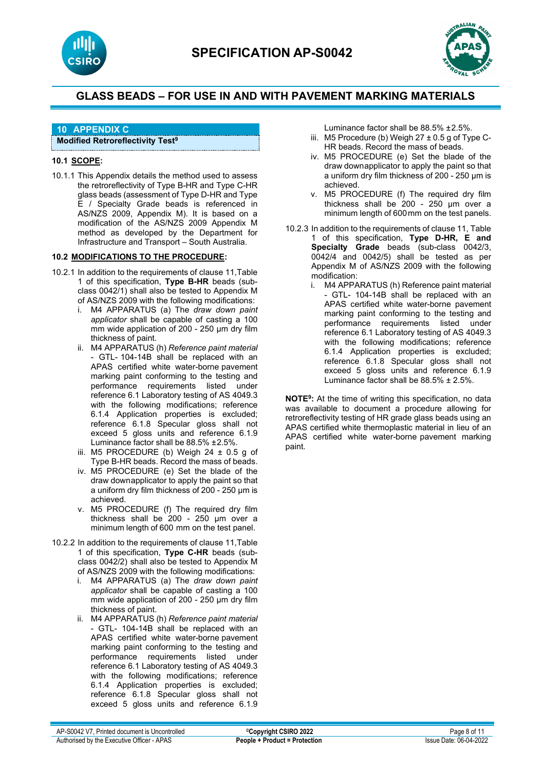## 10 APPENDIX C

**Modified Retroreflectivity Test[9]**

### 10.1 SCOPE:

10.1.1 This Appendix details the method used to assess the retroreflectivity of Type B-HR and Type C-HR glass beads (assessment of Type D-HR and Type E / Specialty Grade beads is referenced in AS/NZS 2009, Appendix M). It is based on a modification of the AS/NZS 2009 Appendix M method as developed by the Department for Infrastructure and Transport – South Australia.

### 10.2 MODIFICATIONS TO THE PROCEDURE:

10.2.1 In addition to the requirements of clause 11,Table 1 of this specification, **Type B-HR** beads (sub-class 0042/1) shall also be tested to Appendix M of AS/NZS 2009 with the following modifications:

i. M4 APPARATUS (a) The *draw down paint applicator* shall be capable of casting a 100 mm wide application of 200 - 250 µm dry film thickness of paint.

ii. M4 APPARATUS (h) *Reference paint material* - GTL- 104-14B shall be replaced with an APAS certified white water-borne pavement marking paint conforming to the testing and performance requirements listed under reference 6.1 Laboratory testing of AS 4049.3 with the following modifications; reference 6.1.4 Application properties is excluded; reference 6.1.8 Specular gloss shall not exceed 5 gloss units and reference 6.1.9 Luminance factor shall be 88.5% ±2.5%.

iii. M5 PROCEDURE (b) Weigh 24 ± 0.5 g of Type B-HR beads. Record the mass of beads.

iv. M5 PROCEDURE (e) Set the blade of the draw downapplicator to apply the paint so that a uniform dry film thickness of 200 - 250 µm is achieved.

v. M5 PROCEDURE (f) The required dry film thickness shall be 200 - 250 µm over a minimum length of 600 mm on the test panel.

10.2.2 In addition to the requirements of clause 11,Table 1 of this specification, **Type C-HR** beads (sub-class 0042/2) shall also be tested to Appendix M of AS/NZS 2009 with the following modifications:

i. M4 APPARATUS (a) The *draw down paint applicator* shall be capable of casting a 100 mm wide application of 200 - 250 µm dry film thickness of paint.

ii. M4 APPARATUS (h) *Reference paint material* - GTL- 104-14B shall be replaced with an APAS certified white water-borne pavement marking paint conforming to the testing and performance requirements listed under reference 6.1 Laboratory testing of AS 4049.3 with the following modifications; reference 6.1.4 Application properties is excluded; reference 6.1.8 Specular gloss shall not exceed 5 gloss units and reference 6.1.9 Luminance factor shall be 88.5% ±2.5%.

iii. M5 Procedure (b) Weigh 27 ± 0.5 g of Type C-HR beads. Record the mass of beads.

iv. M5 PROCEDURE (e) Set the blade of the draw downapplicator to apply the paint so that a uniform dry film thickness of 200 - 250 µm is achieved.

v. M5 PROCEDURE (f) The required dry film thickness shall be 200 - 250 µm over a minimum length of 600 mm on the test panels.

10.2.3 In addition to the requirements of clause 11, Table 1 of this specification, **Type D-HR, E and Specialty Grade** beads (sub-class 0042/3, 0042/4 and 0042/5) shall be tested as per Appendix M of AS/NZS 2009 with the following modification:

i. M4 APPARATUS (h) Reference paint material - GTL- 104-14B shall be replaced with an APAS certified white water-borne pavement marking paint conforming to the testing and performance requirements listed under reference 6.1 Laboratory testing of AS 4049.3 with the following modifications; reference 6.1.4 Application properties is excluded; reference 6.1.8 Specular gloss shall not exceed 5 gloss units and reference 6.1.9 Luminance factor shall be 88.5% ± 2.5%.

**NOTE[9]:** At the time of writing this specification, no data was available to document a procedure allowing for retroreflectivity testing of HR grade glass beads using an APAS certified white thermoplastic material in lieu of an APAS certified white water-borne pavement marking paint.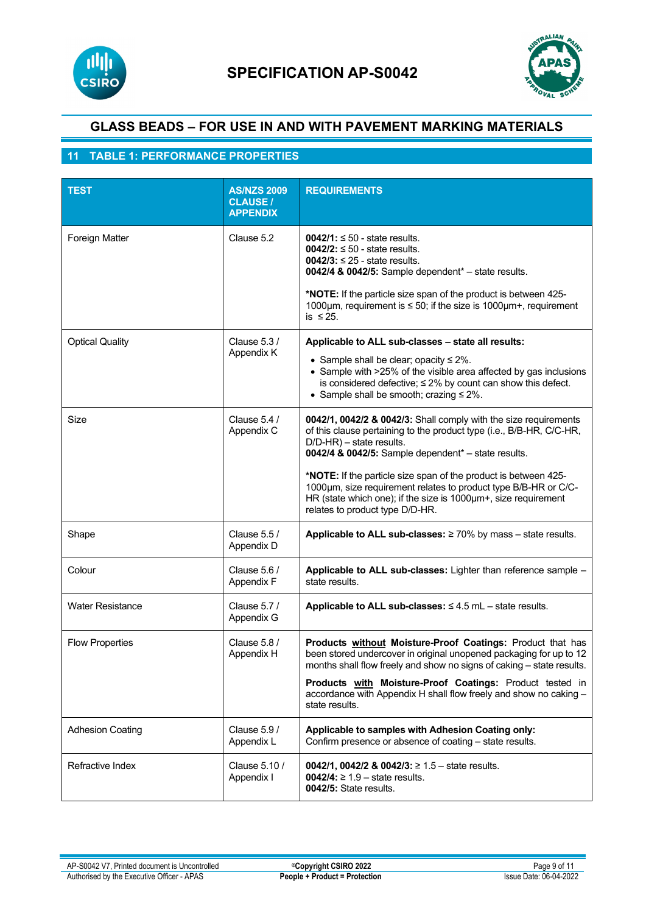# SPECIFICATION AP-S0042

## GLASS BEADS – FOR USE IN AND WITH PAVEMENT MARKING MATERIALS

## 11 TABLE 1: PERFORMANCE PROPERTIES

| TEST | AS/NZS 2009 CLAUSE / APPENDIX | REQUIREMENTS |
|---|---|---|
| Foreign Matter | Clause 5.2 | **0042/1:** ≤ 50 - state results.<br>**0042/2:** ≤ 50 - state results.<br>**0042/3:** ≤ 25 - state results.<br>**0042/4 & 0042/5:** Sample dependent* – state results.<br><br>***NOTE:** If the particle size span of the product is between 425-1000µm, requirement is ≤ 50; if the size is 1000µm+, requirement is ≤ 25. |
| Optical Quality | Clause 5.3 / Appendix K | **Applicable to ALL sub-classes – state all results:**<br>• Sample shall be clear; opacity ≤ 2%.<br>• Sample with >25% of the visible area affected by gas inclusions is considered defective; ≤ 2% by count can show this defect.<br>• Sample shall be smooth; crazing ≤ 2%. |
| Size | Clause 5.4 / Appendix C | **0042/1, 0042/2 & 0042/3:** Shall comply with the size requirements of this clause pertaining to the product type (i.e., B/B-HR, C/C-HR, D/D-HR) – state results.<br>**0042/4 & 0042/5:** Sample dependent* – state results.<br><br>***NOTE:** If the particle size span of the product is between 425-1000µm, size requirement relates to product type B/B-HR or C/C-HR (state which one); if the size is 1000µm+, size requirement relates to product type D/D-HR. |
| Shape | Clause 5.5 / Appendix D | **Applicable to ALL sub-classes:** ≥ 70% by mass – state results. |
| Colour | Clause 5.6 / Appendix F | **Applicable to ALL sub-classes:** Lighter than reference sample – state results. |
| Water Resistance | Clause 5.7 / Appendix G | **Applicable to ALL sub-classes:** ≤ 4.5 mL – state results. |
| Flow Properties | Clause 5.8 / Appendix H | **Products without Moisture-Proof Coatings:** Product that has been stored undercover in original unopened packaging for up to 12 months shall flow freely and show no signs of caking – state results.<br><br>**Products with Moisture-Proof Coatings:** Product tested in accordance with Appendix H shall flow freely and show no caking – state results. |
| Adhesion Coating | Clause 5.9 / Appendix L | **Applicable to samples with Adhesion Coating only:**<br>Confirm presence or absence of coating – state results. |
| Refractive Index | Clause 5.10 / Appendix I | **0042/1, 0042/2 & 0042/3:** ≥ 1.5 – state results.<br>**0042/4:** ≥ 1.9 – state results.<br>**0042/5:** State results. |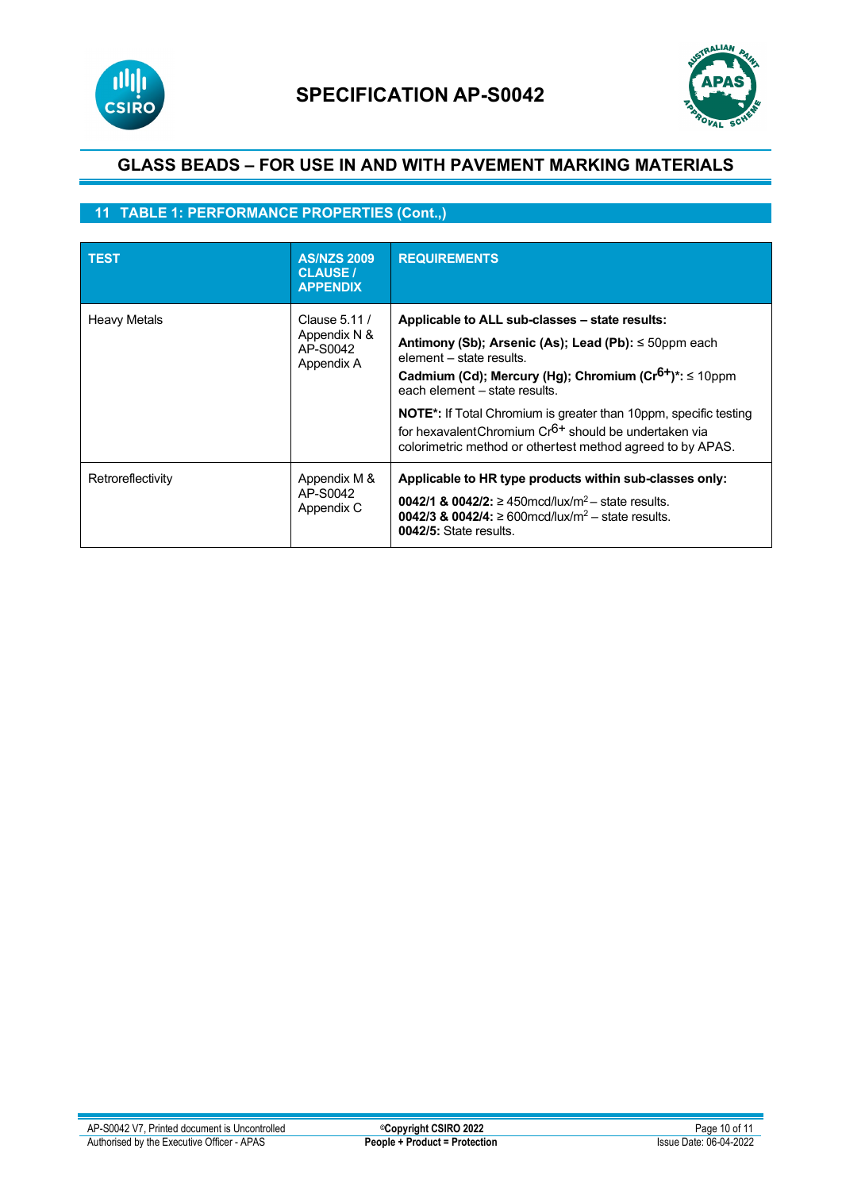## 11 TABLE 1: PERFORMANCE PROPERTIES (Cont.,)

| TEST | AS/NZS 2009 CLAUSE / APPENDIX | REQUIREMENTS |
|---|---|---|
| Heavy Metals | Clause 5.11 / Appendix N & AP-S0042 Appendix A | **Applicable to ALL sub-classes – state results:**<br>**Antimony (Sb); Arsenic (As); Lead (Pb):** ≤ 50ppm each element – state results.<br>**Cadmium (Cd); Mercury (Hg); Chromium ($Cr^{6+}$)\*:** ≤ 10ppm each element – state results.<br>**NOTE\*:** If Total Chromium is greater than 10ppm, specific testing for hexavalentChromium $Cr^{6+}$ should be undertaken via colorimetric method or othertest method agreed to by APAS. |
| Retroreflectivity | Appendix M & AP-S0042 Appendix C | **Applicable to HR type products within sub-classes only:**<br>**0042/1 & 0042/2:** ≥ 450mcd/lux/$m^2$ – state results.<br>**0042/3 & 0042/4:** ≥ 600mcd/lux/$m^2$ – state results.<br>**0042/5:** State results. |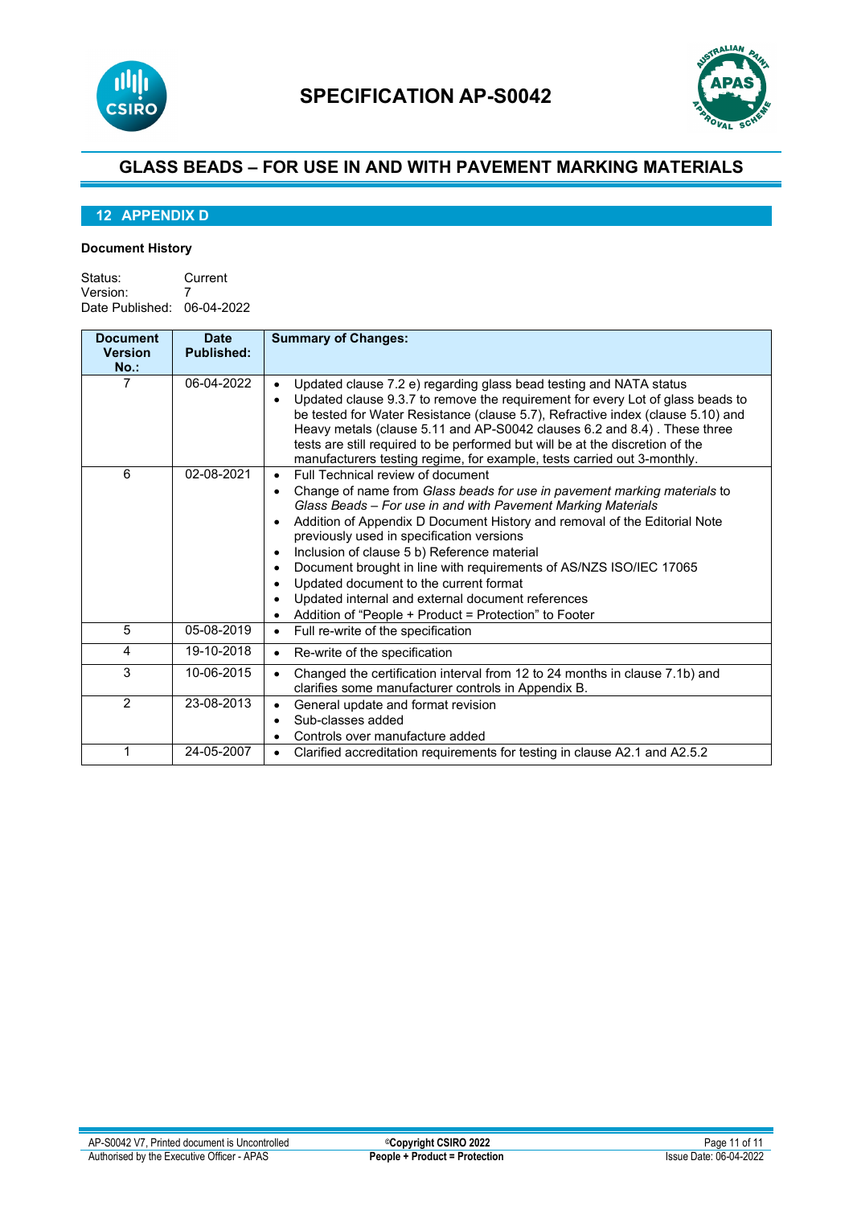## 12 APPENDIX D

**Document History**

Status: Current
Version: 7
Date Published: 06-04-2022

| Document Version No.: | Date Published: | Summary of Changes: |
|---|---|---|
| 7 | 06-04-2022 | • Updated clause 7.2 e) regarding glass bead testing and NATA status<br>• Updated clause 9.3.7 to remove the requirement for every Lot of glass beads to be tested for Water Resistance (clause 5.7), Refractive index (clause 5.10) and Heavy metals (clause 5.11 and AP-S0042 clauses 6.2 and 8.4) . These three tests are still required to be performed but will be at the discretion of the manufacturers testing regime, for example, tests carried out 3-monthly. |
| 6 | 02-08-2021 | • Full Technical review of document<br>• Change of name from *Glass beads for use in pavement marking materials* to *Glass Beads – For use in and with Pavement Marking Materials*<br>• Addition of Appendix D Document History and removal of the Editorial Note previously used in specification versions<br>• Inclusion of clause 5 b) Reference material<br>• Document brought in line with requirements of AS/NZS ISO/IEC 17065<br>• Updated document to the current format<br>• Updated internal and external document references<br>• Addition of "People + Product = Protection" to Footer |
| 5 | 05-08-2019 | • Full re-write of the specification |
| 4 | 19-10-2018 | • Re-write of the specification |
| 3 | 10-06-2015 | • Changed the certification interval from 12 to 24 months in clause 7.1b) and clarifies some manufacturer controls in Appendix B. |
| 2 | 23-08-2013 | • General update and format revision<br>• Sub-classes added<br>• Controls over manufacture added |
| 1 | 24-05-2007 | • Clarified accreditation requirements for testing in clause A2.1 and A2.5.2 |